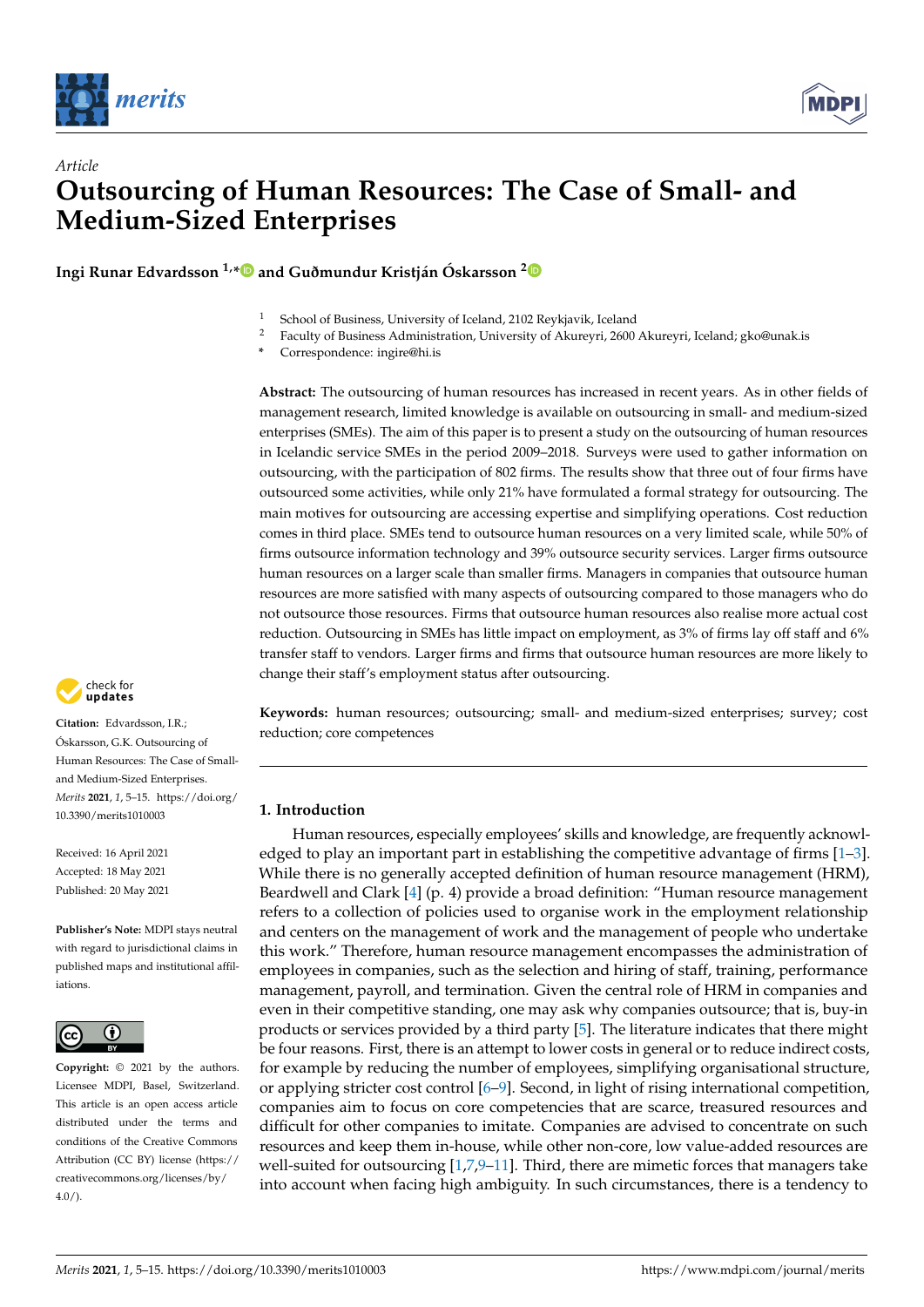*Article*

# Outsourcing of Human Resources: The Case of Small- and Medium-Sized Enterprises

**Ingi Runar Edvardsson [1,*] and Guðmundur Kristján Óskarsson [2]**

[1] School of Business, University of Iceland, 2102 Reykjavik, Iceland
[2] Faculty of Business Administration, University of Akureyri, 2600 Akureyri, Iceland; gko@unak.is
\* Correspondence: ingire@hi.is

**Abstract:** The outsourcing of human resources has increased in recent years. As in other fields of management research, limited knowledge is available on outsourcing in small- and medium-sized enterprises (SMEs). The aim of this paper is to present a study on the outsourcing of human resources in Icelandic service SMEs in the period 2009–2018. Surveys were used to gather information on outsourcing, with the participation of 802 firms. The results show that three out of four firms have outsourced some activities, while only 21% have formulated a formal strategy for outsourcing. The main motives for outsourcing are accessing expertise and simplifying operations. Cost reduction comes in third place. SMEs tend to outsource human resources on a very limited scale, while 50% of firms outsource information technology and 39% outsource security services. Larger firms outsource human resources on a larger scale than smaller firms. Managers in companies that outsource human resources are more satisfied with many aspects of outsourcing compared to those managers who do not outsource those resources. Firms that outsource human resources also realise more actual cost reduction. Outsourcing in SMEs has little impact on employment, as 3% of firms lay off staff and 6% transfer staff to vendors. Larger firms and firms that outsource human resources are more likely to change their staff's employment status after outsourcing.

**Keywords:** human resources; outsourcing; small- and medium-sized enterprises; survey; cost reduction; core competences

**Citation:** Edvardsson, I.R.; Óskarsson, G.K. Outsourcing of Human Resources: The Case of Small- and Medium-Sized Enterprises. *Merits* **2021**, *1*, 5–15. https://doi.org/10.3390/merits1010003

Received: 16 April 2021
Accepted: 18 May 2021
Published: 20 May 2021

**Publisher's Note:** MDPI stays neutral with regard to jurisdictional claims in published maps and institutional affiliations.

**Copyright:** © 2021 by the authors. Licensee MDPI, Basel, Switzerland. This article is an open access article distributed under the terms and conditions of the Creative Commons Attribution (CC BY) license (https://creativecommons.org/licenses/by/4.0/).

## 1. Introduction

Human resources, especially employees' skills and knowledge, are frequently acknowledged to play an important part in establishing the competitive advantage of firms [1–3]. While there is no generally accepted definition of human resource management (HRM), Beardwell and Clark [4] (p. 4) provide a broad definition: "Human resource management refers to a collection of policies used to organise work in the employment relationship and centers on the management of work and the management of people who undertake this work." Therefore, human resource management encompasses the administration of employees in companies, such as the selection and hiring of staff, training, performance management, payroll, and termination. Given the central role of HRM in companies and even in their competitive standing, one may ask why companies outsource; that is, buy-in products or services provided by a third party [5]. The literature indicates that there might be four reasons. First, there is an attempt to lower costs in general or to reduce indirect costs, for example by reducing the number of employees, simplifying organisational structure, or applying stricter cost control [6–9]. Second, in light of rising international competition, companies aim to focus on core competencies that are scarce, treasured resources and difficult for other companies to imitate. Companies are advised to concentrate on such resources and keep them in-house, while other non-core, low value-added resources are well-suited for outsourcing [1,7,9–11]. Third, there are mimetic forces that managers take into account when facing high ambiguity. In such circumstances, there is a tendency to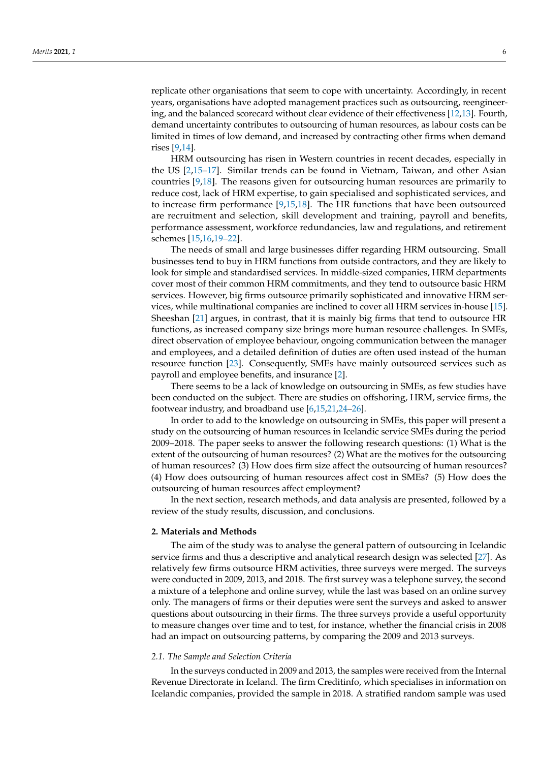replicate other organisations that seem to cope with uncertainty. Accordingly, in recent years, organisations have adopted management practices such as outsourcing, reengineering, and the balanced scorecard without clear evidence of their effectiveness [12,13]. Fourth, demand uncertainty contributes to outsourcing of human resources, as labour costs can be limited in times of low demand, and increased by contracting other firms when demand rises [9,14].

HRM outsourcing has risen in Western countries in recent decades, especially in the US [2,15–17]. Similar trends can be found in Vietnam, Taiwan, and other Asian countries [9,18]. The reasons given for outsourcing human resources are primarily to reduce cost, lack of HRM expertise, to gain specialised and sophisticated services, and to increase firm performance [9,15,18]. The HR functions that have been outsourced are recruitment and selection, skill development and training, payroll and benefits, performance assessment, workforce redundancies, law and regulations, and retirement schemes [15,16,19–22].

The needs of small and large businesses differ regarding HRM outsourcing. Small businesses tend to buy in HRM functions from outside contractors, and they are likely to look for simple and standardised services. In middle-sized companies, HRM departments cover most of their common HRM commitments, and they tend to outsource basic HRM services. However, big firms outsource primarily sophisticated and innovative HRM services, while multinational companies are inclined to cover all HRM services in-house [15]. Sheeshan [21] argues, in contrast, that it is mainly big firms that tend to outsource HR functions, as increased company size brings more human resource challenges. In SMEs, direct observation of employee behaviour, ongoing communication between the manager and employees, and a detailed definition of duties are often used instead of the human resource function [23]. Consequently, SMEs have mainly outsourced services such as payroll and employee benefits, and insurance [2].

There seems to be a lack of knowledge on outsourcing in SMEs, as few studies have been conducted on the subject. There are studies on offshoring, HRM, service firms, the footwear industry, and broadband use [6,15,21,24–26].

In order to add to the knowledge on outsourcing in SMEs, this paper will present a study on the outsourcing of human resources in Icelandic service SMEs during the period 2009–2018. The paper seeks to answer the following research questions: (1) What is the extent of the outsourcing of human resources? (2) What are the motives for the outsourcing of human resources? (3) How does firm size affect the outsourcing of human resources? (4) How does outsourcing of human resources affect cost in SMEs? (5) How does the outsourcing of human resources affect employment?

In the next section, research methods, and data analysis are presented, followed by a review of the study results, discussion, and conclusions.

## 2. Materials and Methods

The aim of the study was to analyse the general pattern of outsourcing in Icelandic service firms and thus a descriptive and analytical research design was selected [27]. As relatively few firms outsource HRM activities, three surveys were merged. The surveys were conducted in 2009, 2013, and 2018. The first survey was a telephone survey, the second a mixture of a telephone and online survey, while the last was based on an online survey only. The managers of firms or their deputies were sent the surveys and asked to answer questions about outsourcing in their firms. The three surveys provide a useful opportunity to measure changes over time and to test, for instance, whether the financial crisis in 2008 had an impact on outsourcing patterns, by comparing the 2009 and 2013 surveys.

### *2.1. The Sample and Selection Criteria*

In the surveys conducted in 2009 and 2013, the samples were received from the Internal Revenue Directorate in Iceland. The firm Creditinfo, which specialises in information on Icelandic companies, provided the sample in 2018. A stratified random sample was used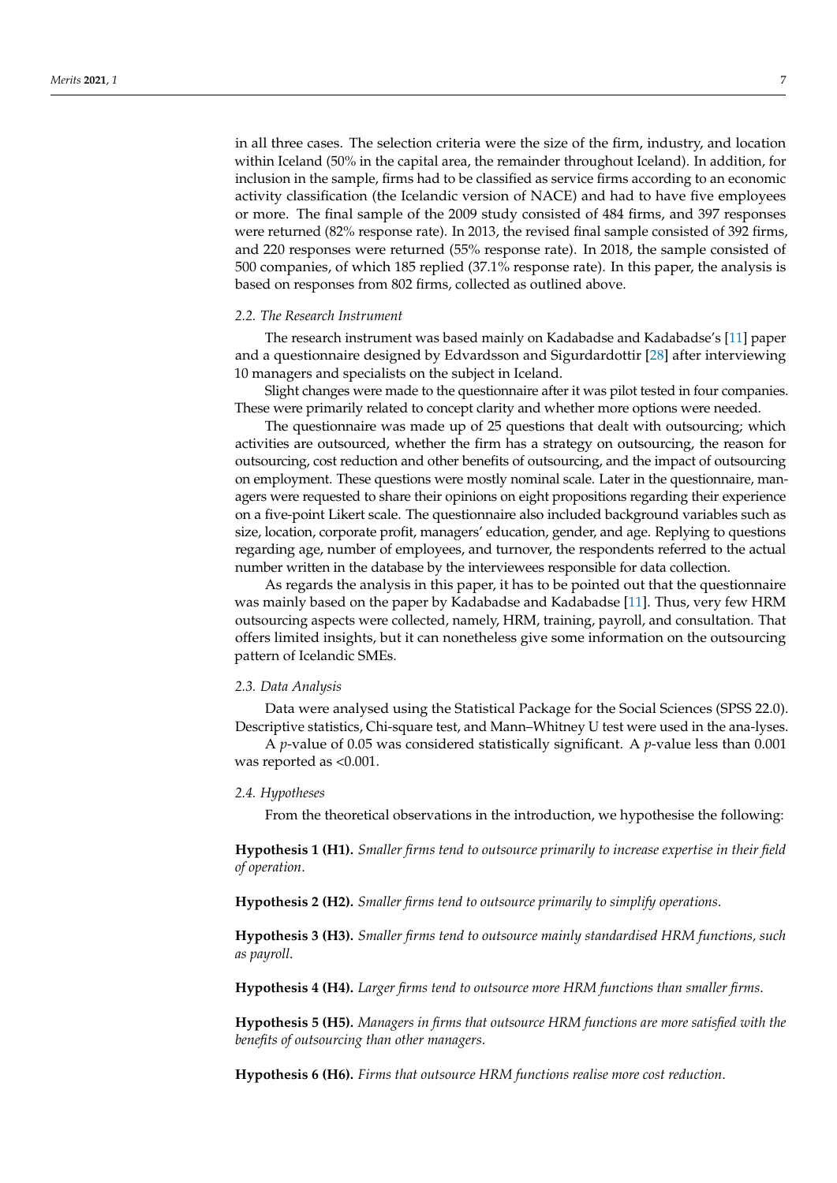in all three cases. The selection criteria were the size of the firm, industry, and location within Iceland (50% in the capital area, the remainder throughout Iceland). In addition, for inclusion in the sample, firms had to be classified as service firms according to an economic activity classification (the Icelandic version of NACE) and had to have five employees or more. The final sample of the 2009 study consisted of 484 firms, and 397 responses were returned (82% response rate). In 2013, the revised final sample consisted of 392 firms, and 220 responses were returned (55% response rate). In 2018, the sample consisted of 500 companies, of which 185 replied (37.1% response rate). In this paper, the analysis is based on responses from 802 firms, collected as outlined above.

### *2.2. The Research Instrument*

The research instrument was based mainly on Kadabadse and Kadabadse's [11] paper and a questionnaire designed by Edvardsson and Sigurdardottir [28] after interviewing 10 managers and specialists on the subject in Iceland.

Slight changes were made to the questionnaire after it was pilot tested in four companies. These were primarily related to concept clarity and whether more options were needed.

The questionnaire was made up of 25 questions that dealt with outsourcing; which activities are outsourced, whether the firm has a strategy on outsourcing, the reason for outsourcing, cost reduction and other benefits of outsourcing, and the impact of outsourcing on employment. These questions were mostly nominal scale. Later in the questionnaire, managers were requested to share their opinions on eight propositions regarding their experience on a five-point Likert scale. The questionnaire also included background variables such as size, location, corporate profit, managers' education, gender, and age. Replying to questions regarding age, number of employees, and turnover, the respondents referred to the actual number written in the database by the interviewees responsible for data collection.

As regards the analysis in this paper, it has to be pointed out that the questionnaire was mainly based on the paper by Kadabadse and Kadabadse [11]. Thus, very few HRM outsourcing aspects were collected, namely, HRM, training, payroll, and consultation. That offers limited insights, but it can nonetheless give some information on the outsourcing pattern of Icelandic SMEs.

### *2.3. Data Analysis*

Data were analysed using the Statistical Package for the Social Sciences (SPSS 22.0). Descriptive statistics, Chi-square test, and Mann–Whitney U test were used in the ana-lyses.

A *p*-value of 0.05 was considered statistically significant. A *p*-value less than 0.001 was reported as <0.001.

### *2.4. Hypotheses*

From the theoretical observations in the introduction, we hypothesise the following:

**Hypothesis 1 (H1).** *Smaller firms tend to outsource primarily to increase expertise in their field of operation.*

**Hypothesis 2 (H2).** *Smaller firms tend to outsource primarily to simplify operations.*

**Hypothesis 3 (H3).** *Smaller firms tend to outsource mainly standardised HRM functions, such as payroll.*

**Hypothesis 4 (H4).** *Larger firms tend to outsource more HRM functions than smaller firms.*

**Hypothesis 5 (H5).** *Managers in firms that outsource HRM functions are more satisfied with the benefits of outsourcing than other managers.*

**Hypothesis 6 (H6).** *Firms that outsource HRM functions realise more cost reduction.*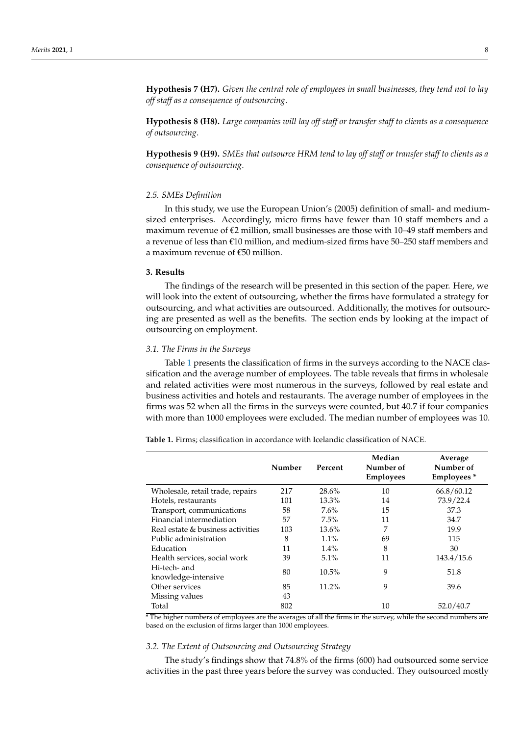**Hypothesis 7 (H7).** *Given the central role of employees in small businesses, they tend not to lay off staff as a consequence of outsourcing.*

**Hypothesis 8 (H8).** *Large companies will lay off staff or transfer staff to clients as a consequence of outsourcing.*

**Hypothesis 9 (H9).** *SMEs that outsource HRM tend to lay off staff or transfer staff to clients as a consequence of outsourcing.*

### *2.5. SMEs Definition*

In this study, we use the European Union's (2005) definition of small- and medium-sized enterprises. Accordingly, micro firms have fewer than 10 staff members and a maximum revenue of €2 million, small businesses are those with 10–49 staff members and a revenue of less than €10 million, and medium-sized firms have 50–250 staff members and a maximum revenue of €50 million.

## **3. Results**

The findings of the research will be presented in this section of the paper. Here, we will look into the extent of outsourcing, whether the firms have formulated a strategy for outsourcing, and what activities are outsourced. Additionally, the motives for outsourcing are presented as well as the benefits. The section ends by looking at the impact of outsourcing on employment.

### *3.1. The Firms in the Surveys*

Table 1 presents the classification of firms in the surveys according to the NACE classification and the average number of employees. The table reveals that firms in wholesale and related activities were most numerous in the surveys, followed by real estate and business activities and hotels and restaurants. The average number of employees in the firms was 52 when all the firms in the surveys were counted, but 40.7 if four companies with more than 1000 employees were excluded. The median number of employees was 10.

**Table 1.** Firms; classification in accordance with Icelandic classification of NACE.

| | Number | Percent | Median Number of Employees | Average Number of Employees * |
|---|---|---|---|---|
| Wholesale, retail trade, repairs | 217 | 28.6% | 10 | 66.8/60.12 |
| Hotels, restaurants | 101 | 13.3% | 14 | 73.9/22.4 |
| Transport, communications | 58 | 7.6% | 15 | 37.3 |
| Financial intermediation | 57 | 7.5% | 11 | 34.7 |
| Real estate & business activities | 103 | 13.6% | 7 | 19.9 |
| Public administration | 8 | 1.1% | 69 | 115 |
| Education | 11 | 1.4% | 8 | 30 |
| Health services, social work | 39 | 5.1% | 11 | 143.4/15.6 |
| Hi-tech- and knowledge-intensive | 80 | 10.5% | 9 | 51.8 |
| Other services | 85 | 11.2% | 9 | 39.6 |
| Missing values | 43 | | | |
| Total | 802 | | 10 | 52.0/40.7 |

* The higher numbers of employees are the averages of all the firms in the survey, while the second numbers are based on the exclusion of firms larger than 1000 employees.

### *3.2. The Extent of Outsourcing and Outsourcing Strategy*

The study's findings show that 74.8% of the firms (600) had outsourced some service activities in the past three years before the survey was conducted. They outsourced mostly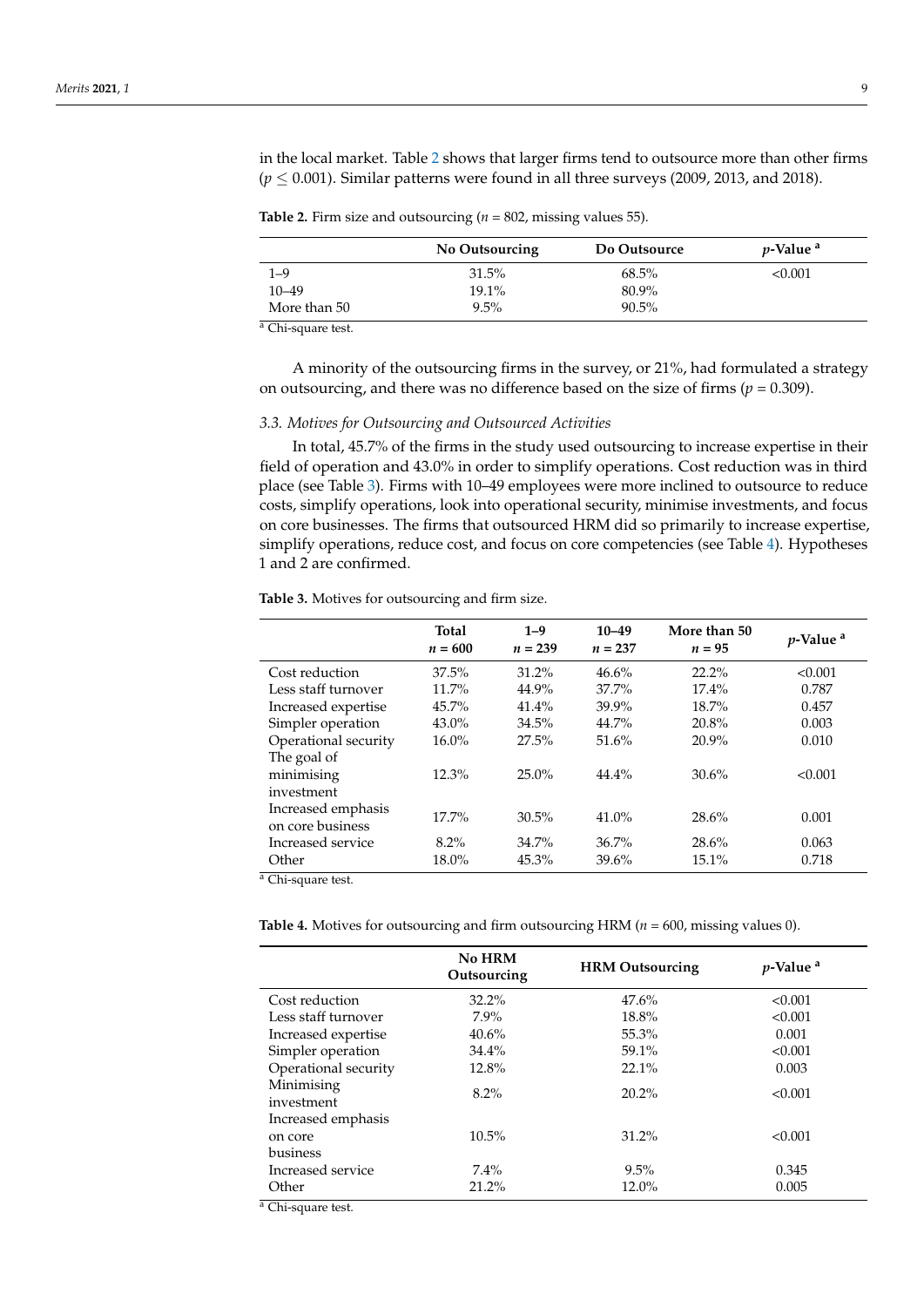in the local market. Table 2 shows that larger firms tend to outsource more than other firms ($p \leq 0.001$). Similar patterns were found in all three surveys (2009, 2013, and 2018).

**Table 2.** Firm size and outsourcing ($n$ = 802, missing values 55).

| | No Outsourcing | Do Outsource | $p$-Value [a] |
|---|---|---|---|
| 1–9 | 31.5% | 68.5% | <0.001 |
| 10–49 | 19.1% | 80.9% | |
| More than 50 | 9.5% | 90.5% | |

[a] Chi-square test.

A minority of the outsourcing firms in the survey, or 21%, had formulated a strategy on outsourcing, and there was no difference based on the size of firms ($p$ = 0.309).

### *3.3. Motives for Outsourcing and Outsourced Activities*

In total, 45.7% of the firms in the study used outsourcing to increase expertise in their field of operation and 43.0% in order to simplify operations. Cost reduction was in third place (see Table 3). Firms with 10–49 employees were more inclined to outsource to reduce costs, simplify operations, look into operational security, minimise investments, and focus on core businesses. The firms that outsourced HRM did so primarily to increase expertise, simplify operations, reduce cost, and focus on core competencies (see Table 4). Hypotheses 1 and 2 are confirmed.

**Table 3.** Motives for outsourcing and firm size.

| | Total $n$ = 600 | 1–9 $n$ = 239 | 10–49 $n$ = 237 | More than 50 $n$ = 95 | $p$-Value [a] |
|---|---|---|---|---|---|
| Cost reduction | 37.5% | 31.2% | 46.6% | 22.2% | <0.001 |
| Less staff turnover | 11.7% | 44.9% | 37.7% | 17.4% | 0.787 |
| Increased expertise | 45.7% | 41.4% | 39.9% | 18.7% | 0.457 |
| Simpler operation | 43.0% | 34.5% | 44.7% | 20.8% | 0.003 |
| Operational security | 16.0% | 27.5% | 51.6% | 20.9% | 0.010 |
| The goal of minimising investment | 12.3% | 25.0% | 44.4% | 30.6% | <0.001 |
| Increased emphasis on core business | 17.7% | 30.5% | 41.0% | 28.6% | 0.001 |
| Increased service | 8.2% | 34.7% | 36.7% | 28.6% | 0.063 |
| Other | 18.0% | 45.3% | 39.6% | 15.1% | 0.718 |

[a] Chi-square test.

**Table 4.** Motives for outsourcing and firm outsourcing HRM ($n$ = 600, missing values 0).

| | No HRM Outsourcing | HRM Outsourcing | $p$-Value [a] |
|---|---|---|---|
| Cost reduction | 32.2% | 47.6% | <0.001 |
| Less staff turnover | 7.9% | 18.8% | <0.001 |
| Increased expertise | 40.6% | 55.3% | 0.001 |
| Simpler operation | 34.4% | 59.1% | <0.001 |
| Operational security | 12.8% | 22.1% | 0.003 |
| Minimising investment | 8.2% | 20.2% | <0.001 |
| Increased emphasis on core business | 10.5% | 31.2% | <0.001 |
| Increased service | 7.4% | 9.5% | 0.345 |
| Other | 21.2% | 12.0% | 0.005 |

[a] Chi-square test.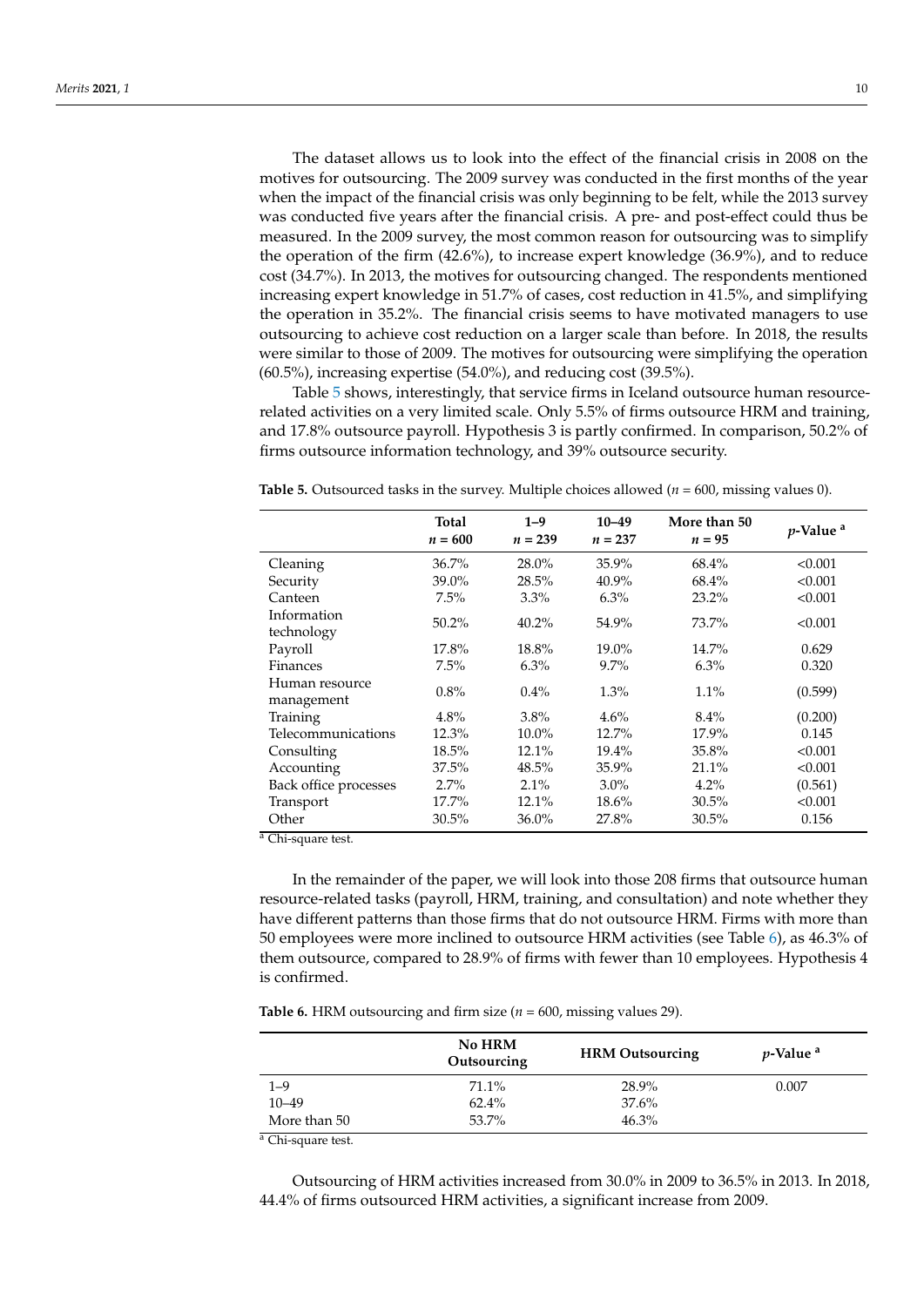The dataset allows us to look into the effect of the financial crisis in 2008 on the motives for outsourcing. The 2009 survey was conducted in the first months of the year when the impact of the financial crisis was only beginning to be felt, while the 2013 survey was conducted five years after the financial crisis. A pre- and post-effect could thus be measured. In the 2009 survey, the most common reason for outsourcing was to simplify the operation of the firm (42.6%), to increase expert knowledge (36.9%), and to reduce cost (34.7%). In 2013, the motives for outsourcing changed. The respondents mentioned increasing expert knowledge in 51.7% of cases, cost reduction in 41.5%, and simplifying the operation in 35.2%. The financial crisis seems to have motivated managers to use outsourcing to achieve cost reduction on a larger scale than before. In 2018, the results were similar to those of 2009. The motives for outsourcing were simplifying the operation (60.5%), increasing expertise (54.0%), and reducing cost (39.5%).

Table 5 shows, interestingly, that service firms in Iceland outsource human resource-related activities on a very limited scale. Only 5.5% of firms outsource HRM and training, and 17.8% outsource payroll. Hypothesis 3 is partly confirmed. In comparison, 50.2% of firms outsource information technology, and 39% outsource security.

**Table 5.** Outsourced tasks in the survey. Multiple choices allowed ($n$ = 600, missing values 0).

| | Total $n$ = 600 | 1–9 $n$ = 239 | 10–49 $n$ = 237 | More than 50 $n$ = 95 | $p$-Value [a] |
|---|---|---|---|---|---|
| Cleaning | 36.7% | 28.0% | 35.9% | 68.4% | <0.001 |
| Security | 39.0% | 28.5% | 40.9% | 68.4% | <0.001 |
| Canteen | 7.5% | 3.3% | 6.3% | 23.2% | <0.001 |
| Information technology | 50.2% | 40.2% | 54.9% | 73.7% | <0.001 |
| Payroll | 17.8% | 18.8% | 19.0% | 14.7% | 0.629 |
| Finances | 7.5% | 6.3% | 9.7% | 6.3% | 0.320 |
| Human resource management | 0.8% | 0.4% | 1.3% | 1.1% | (0.599) |
| Training | 4.8% | 3.8% | 4.6% | 8.4% | (0.200) |
| Telecommunications | 12.3% | 10.0% | 12.7% | 17.9% | 0.145 |
| Consulting | 18.5% | 12.1% | 19.4% | 35.8% | <0.001 |
| Accounting | 37.5% | 48.5% | 35.9% | 21.1% | <0.001 |
| Back office processes | 2.7% | 2.1% | 3.0% | 4.2% | (0.561) |
| Transport | 17.7% | 12.1% | 18.6% | 30.5% | <0.001 |
| Other | 30.5% | 36.0% | 27.8% | 30.5% | 0.156 |

[a] Chi-square test.

In the remainder of the paper, we will look into those 208 firms that outsource human resource-related tasks (payroll, HRM, training, and consultation) and note whether they have different patterns than those firms that do not outsource HRM. Firms with more than 50 employees were more inclined to outsource HRM activities (see Table 6), as 46.3% of them outsource, compared to 28.9% of firms with fewer than 10 employees. Hypothesis 4 is confirmed.

**Table 6.** HRM outsourcing and firm size ($n$ = 600, missing values 29).

| | No HRM Outsourcing | HRM Outsourcing | $p$-Value [a] |
|---|---|---|---|
| 1–9 | 71.1% | 28.9% | 0.007 |
| 10–49 | 62.4% | 37.6% | |
| More than 50 | 53.7% | 46.3% | |

[a] Chi-square test.

Outsourcing of HRM activities increased from 30.0% in 2009 to 36.5% in 2013. In 2018, 44.4% of firms outsourced HRM activities, a significant increase from 2009.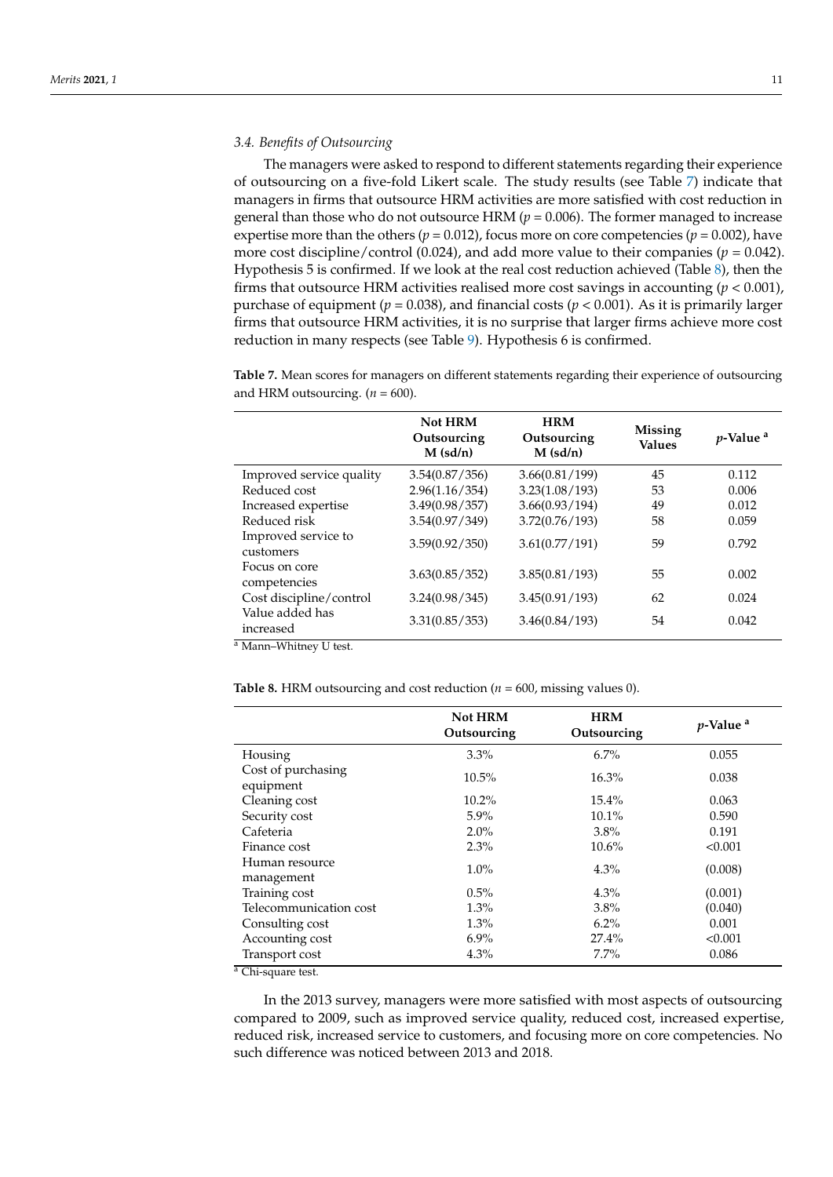### 3.4. Benefits of Outsourcing

The managers were asked to respond to different statements regarding their experience of outsourcing on a five-fold Likert scale. The study results (see Table 7) indicate that managers in firms that outsource HRM activities are more satisfied with cost reduction in general than those who do not outsource HRM ($p = 0.006$). The former managed to increase expertise more than the others ($p = 0.012$), focus more on core competencies ($p = 0.002$), have more cost discipline/control (0.024), and add more value to their companies ($p = 0.042$). Hypothesis 5 is confirmed. If we look at the real cost reduction achieved (Table 8), then the firms that outsource HRM activities realised more cost savings in accounting ($p < 0.001$), purchase of equipment ($p = 0.038$), and financial costs ($p < 0.001$). As it is primarily larger firms that outsource HRM activities, it is no surprise that larger firms achieve more cost reduction in many respects (see Table 9). Hypothesis 6 is confirmed.

**Table 7.** Mean scores for managers on different statements regarding their experience of outsourcing and HRM outsourcing. ($n = 600$).

| | Not HRM Outsourcing M (sd/n) | HRM Outsourcing M (sd/n) | Missing Values | $p$-Value [a] |
|---|---|---|---|---|
| Improved service quality | 3.54(0.87/356) | 3.66(0.81/199) | 45 | 0.112 |
| Reduced cost | 2.96(1.16/354) | 3.23(1.08/193) | 53 | 0.006 |
| Increased expertise | 3.49(0.98/357) | 3.66(0.93/194) | 49 | 0.012 |
| Reduced risk | 3.54(0.97/349) | 3.72(0.76/193) | 58 | 0.059 |
| Improved service to customers | 3.59(0.92/350) | 3.61(0.77/191) | 59 | 0.792 |
| Focus on core competencies | 3.63(0.85/352) | 3.85(0.81/193) | 55 | 0.002 |
| Cost discipline/control | 3.24(0.98/345) | 3.45(0.91/193) | 62 | 0.024 |
| Value added has increased | 3.31(0.85/353) | 3.46(0.84/193) | 54 | 0.042 |

[a] Mann–Whitney U test.

**Table 8.** HRM outsourcing and cost reduction ($n = 600$, missing values 0).

| | Not HRM Outsourcing | HRM Outsourcing | $p$-Value [a] |
|---|---|---|---|
| Housing | 3.3% | 6.7% | 0.055 |
| Cost of purchasing equipment | 10.5% | 16.3% | 0.038 |
| Cleaning cost | 10.2% | 15.4% | 0.063 |
| Security cost | 5.9% | 10.1% | 0.590 |
| Cafeteria | 2.0% | 3.8% | 0.191 |
| Finance cost | 2.3% | 10.6% | <0.001 |
| Human resource management | 1.0% | 4.3% | (0.008) |
| Training cost | 0.5% | 4.3% | (0.001) |
| Telecommunication cost | 1.3% | 3.8% | (0.040) |
| Consulting cost | 1.3% | 6.2% | 0.001 |
| Accounting cost | 6.9% | 27.4% | <0.001 |
| Transport cost | 4.3% | 7.7% | 0.086 |

[a] Chi-square test.

In the 2013 survey, managers were more satisfied with most aspects of outsourcing compared to 2009, such as improved service quality, reduced cost, increased expertise, reduced risk, increased service to customers, and focusing more on core competencies. No such difference was noticed between 2013 and 2018.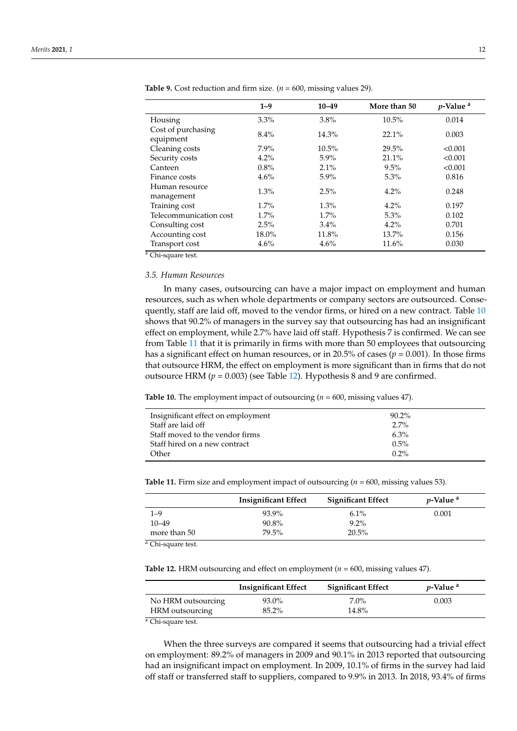**Table 9.** Cost reduction and firm size. ($n$ = 600, missing values 29).

| | 1–9 | 10–49 | More than 50 | $p$-Value [a] |
|---|---|---|---|---|
| Housing | 3.3% | 3.8% | 10.5% | 0.014 |
| Cost of purchasing equipment | 8.4% | 14.3% | 22.1% | 0.003 |
| Cleaning costs | 7.9% | 10.5% | 29.5% | <0.001 |
| Security costs | 4.2% | 5.9% | 21.1% | <0.001 |
| Canteen | 0.8% | 2.1% | 9.5% | <0.001 |
| Finance costs | 4.6% | 5.9% | 5.3% | 0.816 |
| Human resource management | 1.3% | 2.5% | 4.2% | 0.248 |
| Training cost | 1.7% | 1.3% | 4.2% | 0.197 |
| Telecommunication cost | 1.7% | 1.7% | 5.3% | 0.102 |
| Consulting cost | 2.5% | 3.4% | 4.2% | 0.701 |
| Accounting cost | 18.0% | 11.8% | 13.7% | 0.156 |
| Transport cost | 4.6% | 4.6% | 11.6% | 0.030 |

[a] Chi-square test.

### 3.5. Human Resources

In many cases, outsourcing can have a major impact on employment and human resources, such as when whole departments or company sectors are outsourced. Consequently, staff are laid off, moved to the vendor firms, or hired on a new contract. Table 10 shows that 90.2% of managers in the survey say that outsourcing has had an insignificant effect on employment, while 2.7% have laid off staff. Hypothesis 7 is confirmed. We can see from Table 11 that it is primarily in firms with more than 50 employees that outsourcing has a significant effect on human resources, or in 20.5% of cases ($p$ = 0.001). In those firms that outsource HRM, the effect on employment is more significant than in firms that do not outsource HRM ($p$ = 0.003) (see Table 12). Hypothesis 8 and 9 are confirmed.

**Table 10.** The employment impact of outsourcing ($n$ = 600, missing values 47).

| | |
|---|---|
| Insignificant effect on employment | 90.2% |
| Staff are laid off | 2.7% |
| Staff moved to the vendor firms | 6.3% |
| Staff hired on a new contract | 0.5% |
| Other | 0.2% |

**Table 11.** Firm size and employment impact of outsourcing ($n$ = 600, missing values 53).

| | Insignificant Effect | Significant Effect | $p$-Value [a] |
|---|---|---|---|
| 1–9 | 93.9% | 6.1% | 0.001 |
| 10–49 | 90.8% | 9.2% | |
| more than 50 | 79.5% | 20.5% | |

[a] Chi-square test.

**Table 12.** HRM outsourcing and effect on employment ($n$ = 600, missing values 47).

| | Insignificant Effect | Significant Effect | $p$-Value [a] |
|---|---|---|---|
| No HRM outsourcing | 93.0% | 7.0% | 0.003 |
| HRM outsourcing | 85.2% | 14.8% | |

[a] Chi-square test.

When the three surveys are compared it seems that outsourcing had a trivial effect on employment: 89.2% of managers in 2009 and 90.1% in 2013 reported that outsourcing had an insignificant impact on employment. In 2009, 10.1% of firms in the survey had laid off staff or transferred staff to suppliers, compared to 9.9% in 2013. In 2018, 93.4% of firms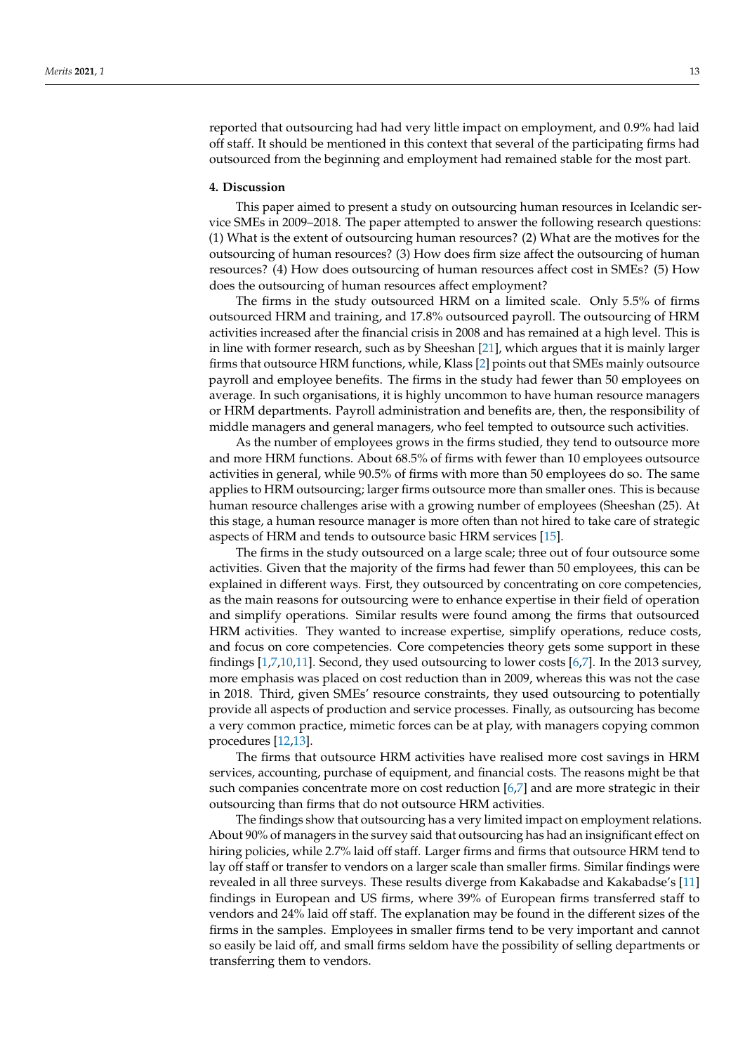reported that outsourcing had had very little impact on employment, and 0.9% had laid off staff. It should be mentioned in this context that several of the participating firms had outsourced from the beginning and employment had remained stable for the most part.

## 4. Discussion

This paper aimed to present a study on outsourcing human resources in Icelandic service SMEs in 2009–2018. The paper attempted to answer the following research questions: (1) What is the extent of outsourcing human resources? (2) What are the motives for the outsourcing of human resources? (3) How does firm size affect the outsourcing of human resources? (4) How does outsourcing of human resources affect cost in SMEs? (5) How does the outsourcing of human resources affect employment?

The firms in the study outsourced HRM on a limited scale. Only 5.5% of firms outsourced HRM and training, and 17.8% outsourced payroll. The outsourcing of HRM activities increased after the financial crisis in 2008 and has remained at a high level. This is in line with former research, such as by Sheeshan [21], which argues that it is mainly larger firms that outsource HRM functions, while, Klass [2] points out that SMEs mainly outsource payroll and employee benefits. The firms in the study had fewer than 50 employees on average. In such organisations, it is highly uncommon to have human resource managers or HRM departments. Payroll administration and benefits are, then, the responsibility of middle managers and general managers, who feel tempted to outsource such activities.

As the number of employees grows in the firms studied, they tend to outsource more and more HRM functions. About 68.5% of firms with fewer than 10 employees outsource activities in general, while 90.5% of firms with more than 50 employees do so. The same applies to HRM outsourcing; larger firms outsource more than smaller ones. This is because human resource challenges arise with a growing number of employees (Sheeshan (25). At this stage, a human resource manager is more often than not hired to take care of strategic aspects of HRM and tends to outsource basic HRM services [15].

The firms in the study outsourced on a large scale; three out of four outsource some activities. Given that the majority of the firms had fewer than 50 employees, this can be explained in different ways. First, they outsourced by concentrating on core competencies, as the main reasons for outsourcing were to enhance expertise in their field of operation and simplify operations. Similar results were found among the firms that outsourced HRM activities. They wanted to increase expertise, simplify operations, reduce costs, and focus on core competencies. Core competencies theory gets some support in these findings [1,7,10,11]. Second, they used outsourcing to lower costs [6,7]. In the 2013 survey, more emphasis was placed on cost reduction than in 2009, whereas this was not the case in 2018. Third, given SMEs' resource constraints, they used outsourcing to potentially provide all aspects of production and service processes. Finally, as outsourcing has become a very common practice, mimetic forces can be at play, with managers copying common procedures [12,13].

The firms that outsource HRM activities have realised more cost savings in HRM services, accounting, purchase of equipment, and financial costs. The reasons might be that such companies concentrate more on cost reduction [6,7] and are more strategic in their outsourcing than firms that do not outsource HRM activities.

The findings show that outsourcing has a very limited impact on employment relations. About 90% of managers in the survey said that outsourcing has had an insignificant effect on hiring policies, while 2.7% laid off staff. Larger firms and firms that outsource HRM tend to lay off staff or transfer to vendors on a larger scale than smaller firms. Similar findings were revealed in all three surveys. These results diverge from Kakabadse and Kakabadse's [11] findings in European and US firms, where 39% of European firms transferred staff to vendors and 24% laid off staff. The explanation may be found in the different sizes of the firms in the samples. Employees in smaller firms tend to be very important and cannot so easily be laid off, and small firms seldom have the possibility of selling departments or transferring them to vendors.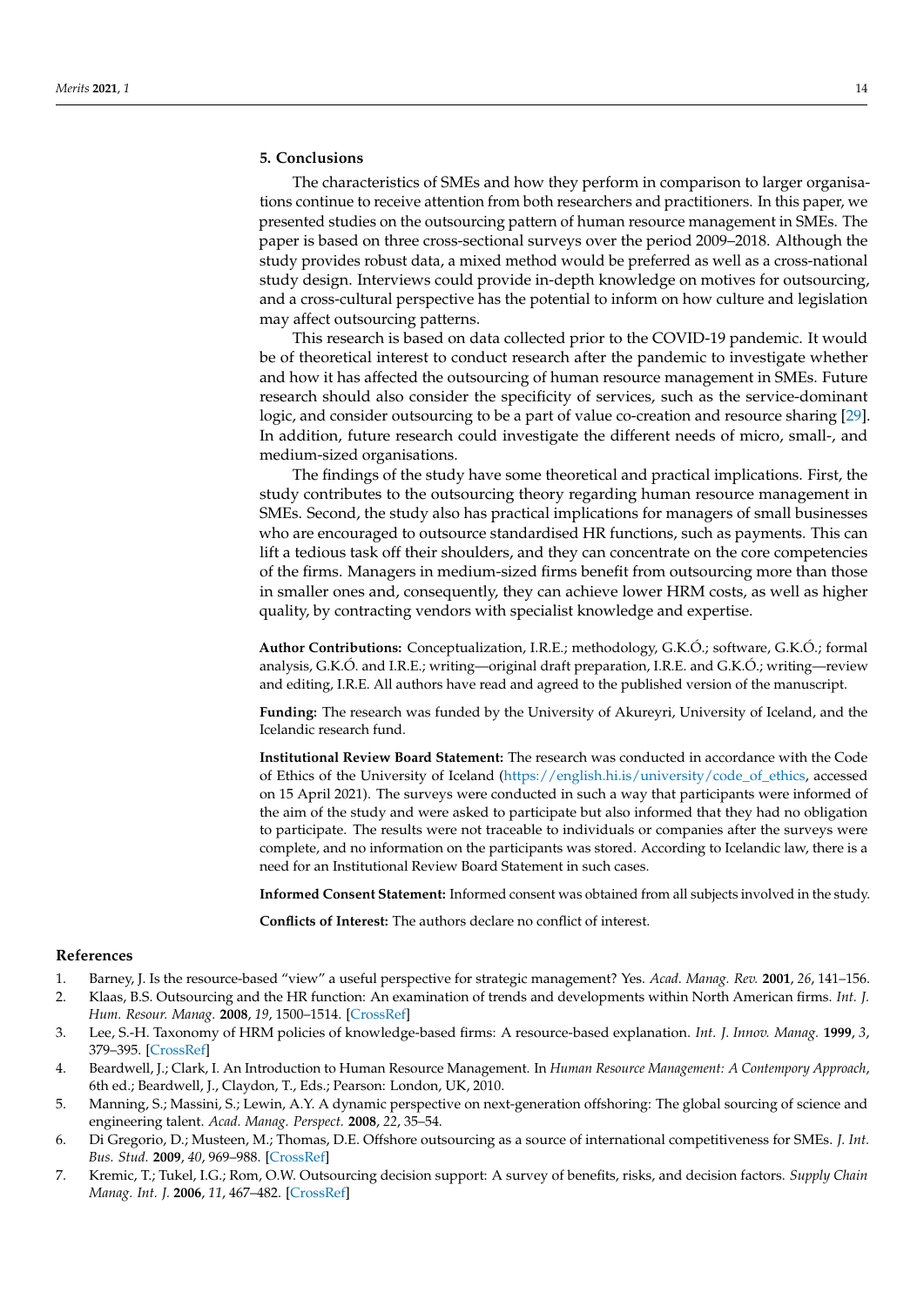## 5. Conclusions

The characteristics of SMEs and how they perform in comparison to larger organisations continue to receive attention from both researchers and practitioners. In this paper, we presented studies on the outsourcing pattern of human resource management in SMEs. The paper is based on three cross-sectional surveys over the period 2009–2018. Although the study provides robust data, a mixed method would be preferred as well as a cross-national study design. Interviews could provide in-depth knowledge on motives for outsourcing, and a cross-cultural perspective has the potential to inform on how culture and legislation may affect outsourcing patterns.

This research is based on data collected prior to the COVID-19 pandemic. It would be of theoretical interest to conduct research after the pandemic to investigate whether and how it has affected the outsourcing of human resource management in SMEs. Future research should also consider the specificity of services, such as the service-dominant logic, and consider outsourcing to be a part of value co-creation and resource sharing [29]. In addition, future research could investigate the different needs of micro, small-, and medium-sized organisations.

The findings of the study have some theoretical and practical implications. First, the study contributes to the outsourcing theory regarding human resource management in SMEs. Second, the study also has practical implications for managers of small businesses who are encouraged to outsource standardised HR functions, such as payments. This can lift a tedious task off their shoulders, and they can concentrate on the core competencies of the firms. Managers in medium-sized firms benefit from outsourcing more than those in smaller ones and, consequently, they can achieve lower HRM costs, as well as higher quality, by contracting vendors with specialist knowledge and expertise.

**Author Contributions:** Conceptualization, I.R.E.; methodology, G.K.Ó.; software, G.K.Ó.; formal analysis, G.K.Ó. and I.R.E.; writing—original draft preparation, I.R.E. and G.K.Ó.; writing—review and editing, I.R.E. All authors have read and agreed to the published version of the manuscript.

**Funding:** The research was funded by the University of Akureyri, University of Iceland, and the Icelandic research fund.

**Institutional Review Board Statement:** The research was conducted in accordance with the Code of Ethics of the University of Iceland (https://english.hi.is/university/code_of_ethics, accessed on 15 April 2021). The surveys were conducted in such a way that participants were informed of the aim of the study and were asked to participate but also informed that they had no obligation to participate. The results were not traceable to individuals or companies after the surveys were complete, and no information on the participants was stored. According to Icelandic law, there is a need for an Institutional Review Board Statement in such cases.

**Informed Consent Statement:** Informed consent was obtained from all subjects involved in the study.

**Conflicts of Interest:** The authors declare no conflict of interest.

## References

1. Barney, J. Is the resource-based "view" a useful perspective for strategic management? Yes. *Acad. Manag. Rev.* **2001**, *26*, 141–156.
2. Klaas, B.S. Outsourcing and the HR function: An examination of trends and developments within North American firms. *Int. J. Hum. Resour. Manag.* **2008**, *19*, 1500–1514. [CrossRef]
3. Lee, S.-H. Taxonomy of HRM policies of knowledge-based firms: A resource-based explanation. *Int. J. Innov. Manag.* **1999**, *3*, 379–395. [CrossRef]
4. Beardwell, J.; Clark, I. An Introduction to Human Resource Management. In *Human Resource Management: A Contempory Approach*, 6th ed.; Beardwell, J., Claydon, T., Eds.; Pearson: London, UK, 2010.
5. Manning, S.; Massini, S.; Lewin, A.Y. A dynamic perspective on next-generation offshoring: The global sourcing of science and engineering talent. *Acad. Manag. Perspect.* **2008**, *22*, 35–54.
6. Di Gregorio, D.; Musteen, M.; Thomas, D.E. Offshore outsourcing as a source of international competitiveness for SMEs. *J. Int. Bus. Stud.* **2009**, *40*, 969–988. [CrossRef]
7. Kremic, T.; Tukel, I.G.; Rom, O.W. Outsourcing decision support: A survey of benefits, risks, and decision factors. *Supply Chain Manag. Int. J.* **2006**, *11*, 467–482. [CrossRef]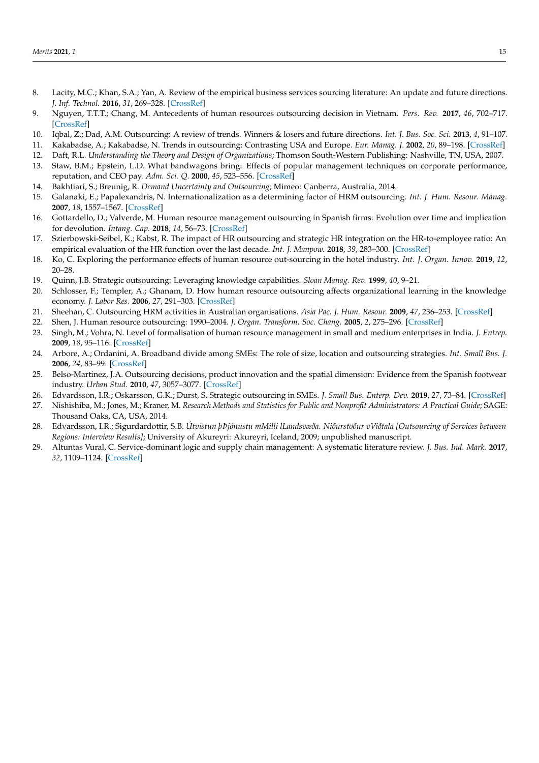8. Lacity, M.C.; Khan, S.A.; Yan, A. Review of the empirical business services sourcing literature: An update and future directions. *J. Inf. Technol.* **2016**, *31*, 269–328. [CrossRef]
9. Nguyen, T.T.T.; Chang, M. Antecedents of human resources outsourcing decision in Vietnam. *Pers. Rev.* **2017**, *46*, 702–717. [CrossRef]
10. Iqbal, Z.; Dad, A.M. Outsourcing: A review of trends. Winners & losers and future directions. *Int. J. Bus. Soc. Sci.* **2013**, *4*, 91–107.
11. Kakabadse, A.; Kakabadse, N. Trends in outsourcing: Contrasting USA and Europe. *Eur. Manag. J.* **2002**, *20*, 89–198. [CrossRef]
12. Daft, R.L. *Understanding the Theory and Design of Organizations*; Thomson South-Western Publishing: Nashville, TN, USA, 2007.
13. Staw, B.M.; Epstein, L.D. What bandwagons bring: Effects of popular management techniques on corporate performance, reputation, and CEO pay. *Adm. Sci. Q.* **2000**, *45*, 523–556. [CrossRef]
14. Bakhtiari, S.; Breunig, R. *Demand Uncertainty and Outsourcing*; Mimeo: Canberra, Australia, 2014.
15. Galanaki, E.; Papalexandris, N. Internationalization as a determining factor of HRM outsourcing. *Int. J. Hum. Resour. Manag.* **2007**, *18*, 1557–1567. [CrossRef]
16. Gottardello, D.; Valverde, M. Human resource management outsourcing in Spanish firms: Evolution over time and implication for devolution. *Intang. Cap.* **2018**, *14*, 56–73. [CrossRef]
17. Szierbowski-Seibel, K.; Kabst, R. The impact of HR outsourcing and strategic HR integration on the HR-to-employee ratio: An empirical evaluation of the HR function over the last decade. *Int. J. Manpow.* **2018**, *39*, 283–300. [CrossRef]
18. Ko, C. Exploring the performance effects of human resource out-sourcing in the hotel industry. *Int. J. Organ. Innov.* **2019**, *12*, 20–28.
19. Quinn, J.B. Strategic outsourcing: Leveraging knowledge capabilities. *Sloan Manag. Rev.* **1999**, *40*, 9–21.
20. Schlosser, F.; Templer, A.; Ghanam, D. How human resource outsourcing affects organizational learning in the knowledge economy. *J. Labor Res.* **2006**, *27*, 291–303. [CrossRef]
21. Sheehan, C. Outsourcing HRM activities in Australian organisations. *Asia Pac. J. Hum. Resour.* **2009**, *47*, 236–253. [CrossRef]
22. Shen, J. Human resource outsourcing: 1990–2004. *J. Organ. Transform. Soc. Chang.* **2005**, *2*, 275–296. [CrossRef]
23. Singh, M.; Vohra, N. Level of formalisation of human resource management in small and medium enterprises in India. *J. Entrep.* **2009**, *18*, 95–116. [CrossRef]
24. Arbore, A.; Ordanini, A. Broadband divide among SMEs: The role of size, location and outsourcing strategies. *Int. Small Bus. J.* **2006**, *24*, 83–99. [CrossRef]
25. Belso-Martinez, J.A. Outsourcing decisions, product innovation and the spatial dimension: Evidence from the Spanish footwear industry. *Urban Stud.* **2010**, *47*, 3057–3077. [CrossRef]
26. Edvardsson, I.R.; Oskarsson, G.K.; Durst, S. Strategic outsourcing in SMEs. *J. Small Bus. Enterp. Dev.* **2019**, *27*, 73–84. [CrossRef]
27. Nishishiba, M.; Jones, M.; Kraner, M. *Research Methods and Statistics for Public and Nonprofit Administrators: A Practical Guide*; SAGE: Thousand Oaks, CA, USA, 2014.
28. Edvardsson, I.R.; Sigurdardottir, S.B. *Útvistun þÞjónustu mMilli lLandsvæða. Niðurstöður vViðtala [Outsourcing of Services between Regions: Interview Results]*; University of Akureyri: Akureyri, Iceland, 2009; unpublished manuscript.
29. Altuntas Vural, C. Service-dominant logic and supply chain management: A systematic literature review. *J. Bus. Ind. Mark.* **2017**, *32*, 1109–1124. [CrossRef]